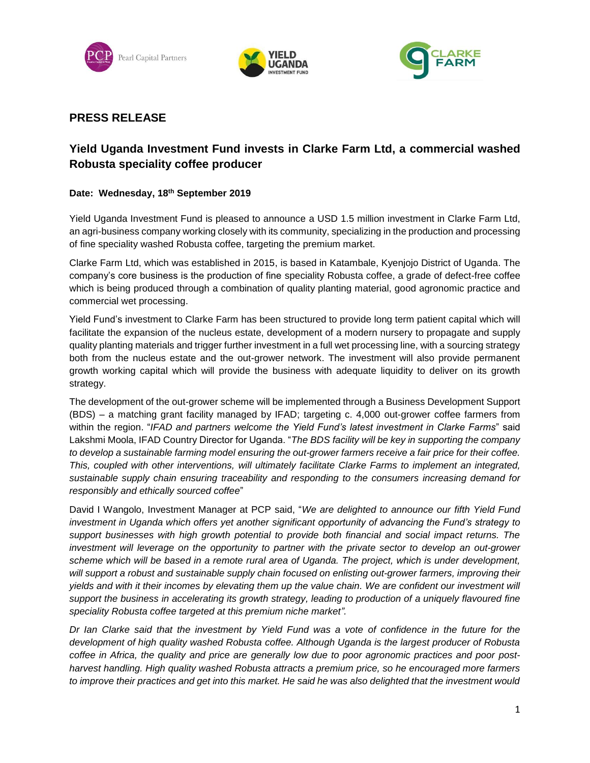## PRESS RELEASE

## Yield Uganda Investment Fund invests in Clarke Farm Ltd, a commercial washed Robusta speciality coffee producer

**Date: Wednesday, 18th September 2019**

Yield Uganda Investment Fund is pleased to announce a USD 1.5 million investment in Clarke Farm Ltd, an agri-business company working closely with its community, specializing in the production and processing of fine speciality washed Robusta coffee, targeting the premium market.

Clarke Farm Ltd, which was established in 2015, is based in Katambale, Kyenjojo District of Uganda. The company's core business is the production of fine speciality Robusta coffee, a grade of defect-free coffee which is being produced through a combination of quality planting material, good agronomic practice and commercial wet processing.

Yield Fund's investment to Clarke Farm has been structured to provide long term patient capital which will facilitate the expansion of the nucleus estate, development of a modern nursery to propagate and supply quality planting materials and trigger further investment in a full wet processing line, with a sourcing strategy both from the nucleus estate and the out-grower network. The investment will also provide permanent growth working capital which will provide the business with adequate liquidity to deliver on its growth strategy.

The development of the out-grower scheme will be implemented through a Business Development Support (BDS) – a matching grant facility managed by IFAD; targeting c. 4,000 out-grower coffee farmers from within the region. "*IFAD and partners welcome the Yield Fund's latest investment in Clarke Farms*" said Lakshmi Moola, IFAD Country Director for Uganda. "*The BDS facility will be key in supporting the company to develop a sustainable farming model ensuring the out-grower farmers receive a fair price for their coffee. This, coupled with other interventions, will ultimately facilitate Clarke Farms to implement an integrated, sustainable supply chain ensuring traceability and responding to the consumers increasing demand for responsibly and ethically sourced coffee*"

David I Wangolo, Investment Manager at PCP said, "*We are delighted to announce our fifth Yield Fund investment in Uganda which offers yet another significant opportunity of advancing the Fund's strategy to support businesses with high growth potential to provide both financial and social impact returns. The investment will leverage on the opportunity to partner with the private sector to develop an out-grower scheme which will be based in a remote rural area of Uganda. The project, which is under development, will support a robust and sustainable supply chain focused on enlisting out-grower farmers, improving their yields and with it their incomes by elevating them up the value chain. We are confident our investment will support the business in accelerating its growth strategy, leading to production of a uniquely flavoured fine speciality Robusta coffee targeted at this premium niche market".*

*Dr Ian Clarke said that the investment by Yield Fund was a vote of confidence in the future for the development of high quality washed Robusta coffee. Although Uganda is the largest producer of Robusta coffee in Africa, the quality and price are generally low due to poor agronomic practices and poor post-harvest handling. High quality washed Robusta attracts a premium price, so he encouraged more farmers to improve their practices and get into this market. He said he was also delighted that the investment would*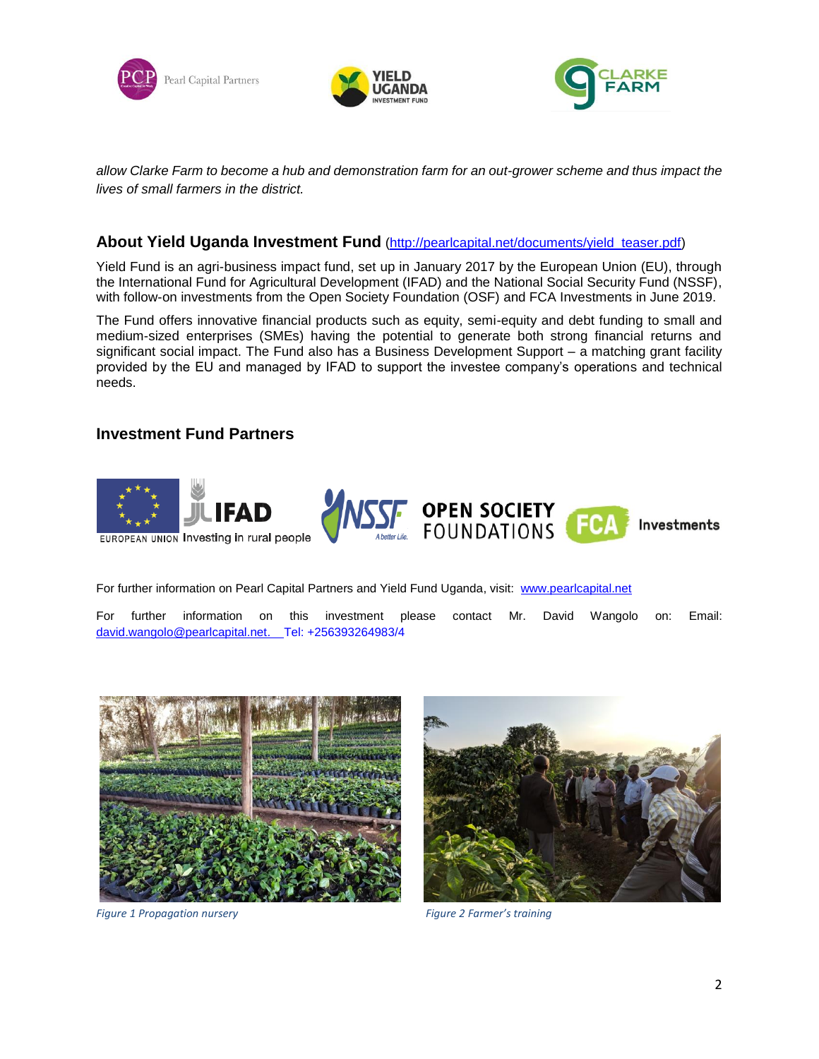*allow Clarke Farm to become a hub and demonstration farm for an out-grower scheme and thus impact the lives of small farmers in the district.*

## About Yield Uganda Investment Fund (http://pearlcapital.net/documents/yield_teaser.pdf)

Yield Fund is an agri-business impact fund, set up in January 2017 by the European Union (EU), through the International Fund for Agricultural Development (IFAD) and the National Social Security Fund (NSSF), with follow-on investments from the Open Society Foundation (OSF) and FCA Investments in June 2019.

The Fund offers innovative financial products such as equity, semi-equity and debt funding to small and medium-sized enterprises (SMEs) having the potential to generate both strong financial returns and significant social impact. The Fund also has a Business Development Support – a matching grant facility provided by the EU and managed by IFAD to support the investee company's operations and technical needs.

## Investment Fund Partners

For further information on Pearl Capital Partners and Yield Fund Uganda, visit: www.pearlcapital.net

For further information on this investment please contact Mr. David Wangolo on: Email: david.wangolo@pearlcapital.net. Tel: +256393264983/4

*Figure 1 Propagation nursery*

*Figure 2 Farmer's training*